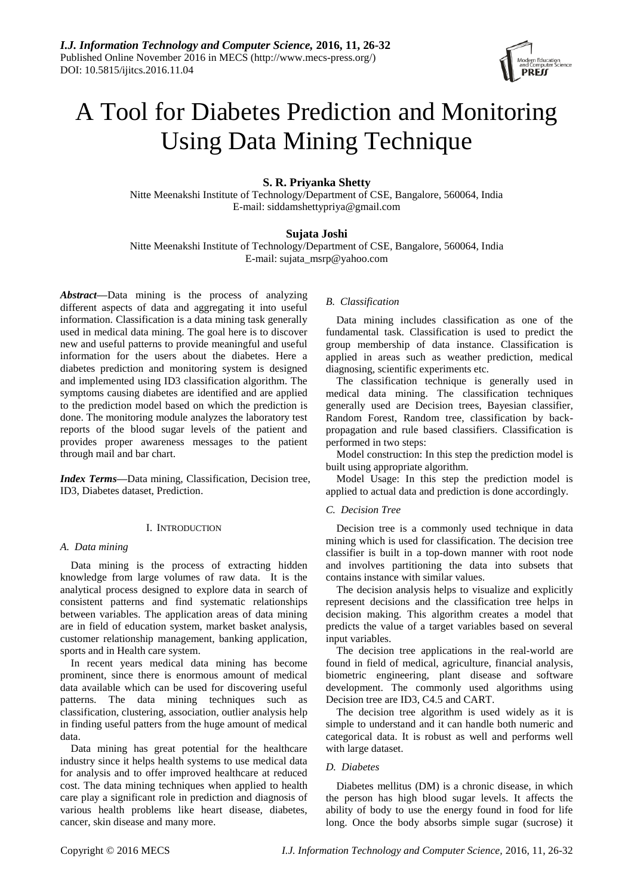# A Tool for Diabetes Prediction and Monitoring Using Data Mining Technique

**S. R. Priyanka Shetty**

Nitte Meenakshi Institute of Technology/Department of CSE, Bangalore, 560064, India
E-mail: siddamshettypriya@gmail.com

**Sujata Joshi**

Nitte Meenakshi Institute of Technology/Department of CSE, Bangalore, 560064, India
E-mail: sujata_msrp@yahoo.com

***Abstract*—**Data mining is the process of analyzing different aspects of data and aggregating it into useful information. Classification is a data mining task generally used in medical data mining. The goal here is to discover new and useful patterns to provide meaningful and useful information for the users about the diabetes. Here a diabetes prediction and monitoring system is designed and implemented using ID3 classification algorithm. The symptoms causing diabetes are identified and are applied to the prediction model based on which the prediction is done. The monitoring module analyzes the laboratory test reports of the blood sugar levels of the patient and provides proper awareness messages to the patient through mail and bar chart.

***Index Terms*—**Data mining, Classification, Decision tree, ID3, Diabetes dataset, Prediction.

## I. Introduction

### *A. Data mining*

Data mining is the process of extracting hidden knowledge from large volumes of raw data. It is the analytical process designed to explore data in search of consistent patterns and find systematic relationships between variables. The application areas of data mining are in field of education system, market basket analysis, customer relationship management, banking application, sports and in Health care system.

In recent years medical data mining has become prominent, since there is enormous amount of medical data available which can be used for discovering useful patterns. The data mining techniques such as classification, clustering, association, outlier analysis help in finding useful patters from the huge amount of medical data.

Data mining has great potential for the healthcare industry since it helps health systems to use medical data for analysis and to offer improved healthcare at reduced cost. The data mining techniques when applied to health care play a significant role in prediction and diagnosis of various health problems like heart disease, diabetes, cancer, skin disease and many more.

### *B. Classification*

Data mining includes classification as one of the fundamental task. Classification is used to predict the group membership of data instance. Classification is applied in areas such as weather prediction, medical diagnosing, scientific experiments etc.

The classification technique is generally used in medical data mining. The classification techniques generally used are Decision trees, Bayesian classifier, Random Forest, Random tree, classification by back-propagation and rule based classifiers. Classification is performed in two steps:

Model construction: In this step the prediction model is built using appropriate algorithm.

Model Usage: In this step the prediction model is applied to actual data and prediction is done accordingly.

### *C. Decision Tree*

Decision tree is a commonly used technique in data mining which is used for classification. The decision tree classifier is built in a top-down manner with root node and involves partitioning the data into subsets that contains instance with similar values.

The decision analysis helps to visualize and explicitly represent decisions and the classification tree helps in decision making. This algorithm creates a model that predicts the value of a target variables based on several input variables.

The decision tree applications in the real-world are found in field of medical, agriculture, financial analysis, biometric engineering, plant disease and software development. The commonly used algorithms using Decision tree are ID3, C4.5 and CART.

The decision tree algorithm is used widely as it is simple to understand and it can handle both numeric and categorical data. It is robust as well and performs well with large dataset.

### *D. Diabetes*

Diabetes mellitus (DM) is a chronic disease, in which the person has high blood sugar levels. It affects the ability of body to use the energy found in food for life long. Once the body absorbs simple sugar (sucrose) it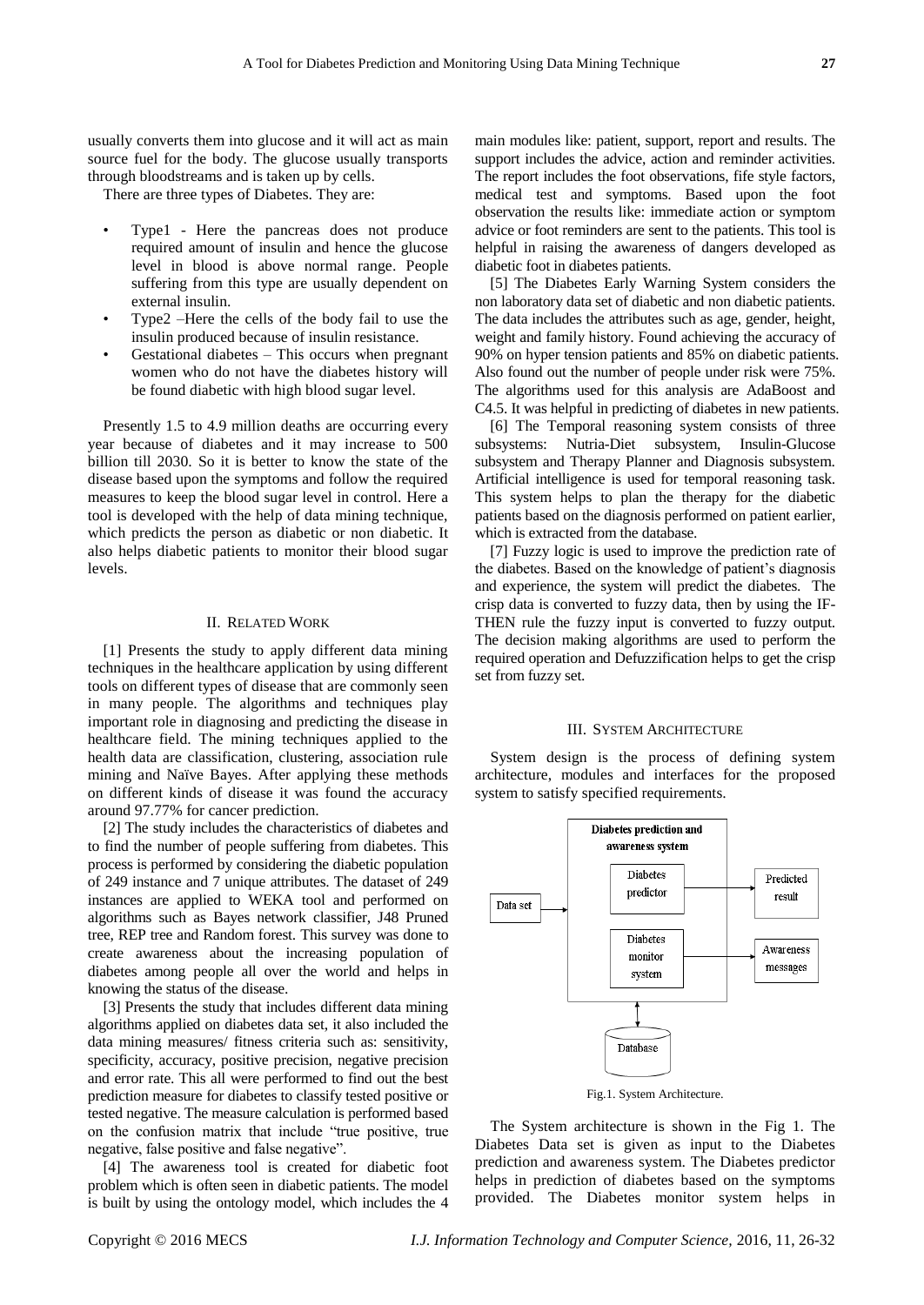usually converts them into glucose and it will act as main source fuel for the body. The glucose usually transports through bloodstreams and is taken up by cells.

There are three types of Diabetes. They are:

- Type1 - Here the pancreas does not produce required amount of insulin and hence the glucose level in blood is above normal range. People suffering from this type are usually dependent on external insulin.
- Type2 –Here the cells of the body fail to use the insulin produced because of insulin resistance.
- Gestational diabetes – This occurs when pregnant women who do not have the diabetes history will be found diabetic with high blood sugar level.

Presently 1.5 to 4.9 million deaths are occurring every year because of diabetes and it may increase to 500 billion till 2030. So it is better to know the state of the disease based upon the symptoms and follow the required measures to keep the blood sugar level in control. Here a tool is developed with the help of data mining technique, which predicts the person as diabetic or non diabetic. It also helps diabetic patients to monitor their blood sugar levels.

## II. Related Work

[1] Presents the study to apply different data mining techniques in the healthcare application by using different tools on different types of disease that are commonly seen in many people. The algorithms and techniques play important role in diagnosing and predicting the disease in healthcare field. The mining techniques applied to the health data are classification, clustering, association rule mining and Naïve Bayes. After applying these methods on different kinds of disease it was found the accuracy around 97.77% for cancer prediction.

[2] The study includes the characteristics of diabetes and to find the number of people suffering from diabetes. This process is performed by considering the diabetic population of 249 instance and 7 unique attributes. The dataset of 249 instances are applied to WEKA tool and performed on algorithms such as Bayes network classifier, J48 Pruned tree, REP tree and Random forest. This survey was done to create awareness about the increasing population of diabetes among people all over the world and helps in knowing the status of the disease.

[3] Presents the study that includes different data mining algorithms applied on diabetes data set, it also included the data mining measures/ fitness criteria such as: sensitivity, specificity, accuracy, positive precision, negative precision and error rate. This all were performed to find out the best prediction measure for diabetes to classify tested positive or tested negative. The measure calculation is performed based on the confusion matrix that include "true positive, true negative, false positive and false negative".

[4] The awareness tool is created for diabetic foot problem which is often seen in diabetic patients. The model is built by using the ontology model, which includes the 4 main modules like: patient, support, report and results. The support includes the advice, action and reminder activities. The report includes the foot observations, fife style factors, medical test and symptoms. Based upon the foot observation the results like: immediate action or symptom advice or foot reminders are sent to the patients. This tool is helpful in raising the awareness of dangers developed as diabetic foot in diabetes patients.

[5] The Diabetes Early Warning System considers the non laboratory data set of diabetic and non diabetic patients. The data includes the attributes such as age, gender, height, weight and family history. Found achieving the accuracy of 90% on hyper tension patients and 85% on diabetic patients. Also found out the number of people under risk were 75%. The algorithms used for this analysis are AdaBoost and C4.5. It was helpful in predicting of diabetes in new patients.

[6] The Temporal reasoning system consists of three subsystems: Nutria-Diet subsystem, Insulin-Glucose subsystem and Therapy Planner and Diagnosis subsystem. Artificial intelligence is used for temporal reasoning task. This system helps to plan the therapy for the diabetic patients based on the diagnosis performed on patient earlier, which is extracted from the database.

[7] Fuzzy logic is used to improve the prediction rate of the diabetes. Based on the knowledge of patient's diagnosis and experience, the system will predict the diabetes. The crisp data is converted to fuzzy data, then by using the IF-THEN rule the fuzzy input is converted to fuzzy output. The decision making algorithms are used to perform the required operation and Defuzzification helps to get the crisp set from fuzzy set.

## III. System Architecture

System design is the process of defining system architecture, modules and interfaces for the proposed system to satisfy specified requirements.

Diabetes prediction and awareness system; Diabetes predictor; Diabetes monitor system; Data set; Predicted result; Awareness messages; Database

Fig.1. System Architecture.

The System architecture is shown in the Fig 1. The Diabetes Data set is given as input to the Diabetes prediction and awareness system. The Diabetes predictor helps in prediction of diabetes based on the symptoms provided. The Diabetes monitor system helps in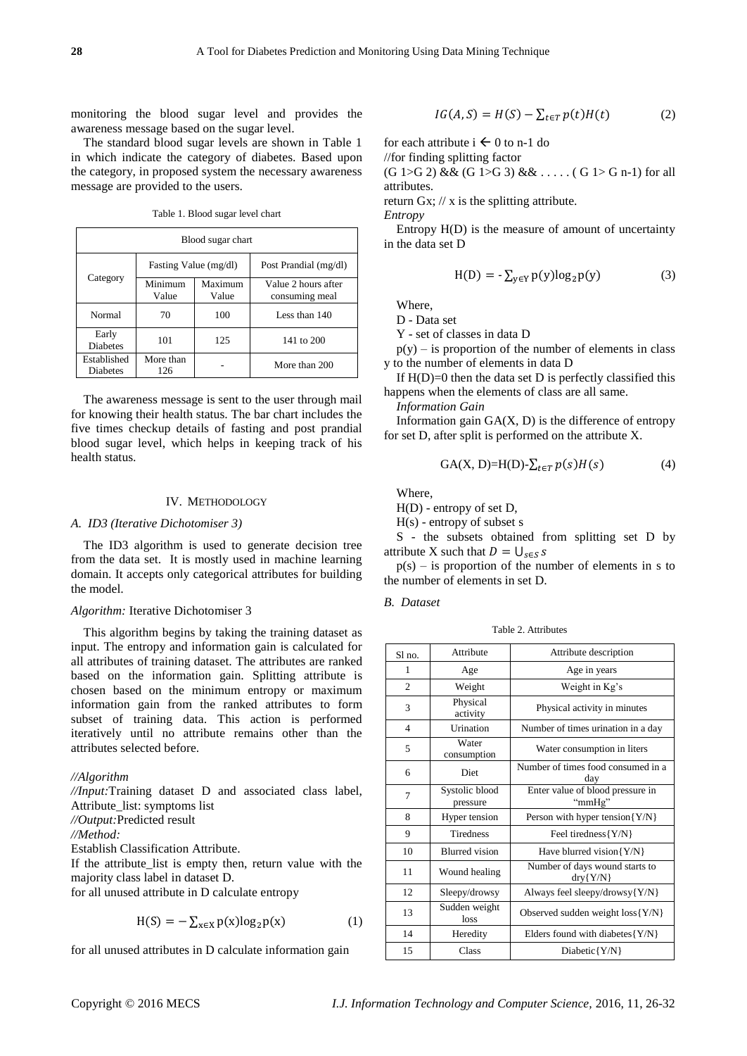monitoring the blood sugar level and provides the awareness message based on the sugar level.

The standard blood sugar levels are shown in Table 1 in which indicate the category of diabetes. Based upon the category, in proposed system the necessary awareness message are provided to the users.

Table 1. Blood sugar level chart

| Blood sugar chart | | | |
|---|---|---|---|
| Category | Fasting Value (mg/dl) | | Post Prandial (mg/dl) |
| | Minimum Value | Maximum Value | Value 2 hours after consuming meal |
| Normal | 70 | 100 | Less than 140 |
| Early Diabetes | 101 | 125 | 141 to 200 |
| Established Diabetes | More than 126 | - | More than 200 |

The awareness message is sent to the user through mail for knowing their health status. The bar chart includes the five times checkup details of fasting and post prandial blood sugar level, which helps in keeping track of his health status.

## IV. Methodology

### *A. ID3 (Iterative Dichotomiser 3)*

The ID3 algorithm is used to generate decision tree from the data set. It is mostly used in machine learning domain. It accepts only categorical attributes for building the model.

*Algorithm:* Iterative Dichotomiser 3

This algorithm begins by taking the training dataset as input. The entropy and information gain is calculated for all attributes of training dataset. The attributes are ranked based on the information gain. Splitting attribute is chosen based on the minimum entropy or maximum information gain from the ranked attributes to form subset of training data. This action is performed iteratively until no attribute remains other than the attributes selected before.

*//Algorithm*

*//Input:*Training dataset D and associated class label, Attribute_list: symptoms list

*//Output:*Predicted result

*//Method:*

Establish Classification Attribute.

If the attribute_list is empty then, return value with the majority class label in dataset D.

for all unused attribute in D calculate entropy

$$H(S) = -\sum_{x \in X} p(x)\log_2 p(x) \tag{1}$$

for all unused attributes in D calculate information gain

$$IG(A, S) = H(S) - \sum_{t \in T} p(t)H(t) \tag{2}$$

for each attribute i ← 0 to n-1 do

//for finding splitting factor

(G 1>G 2) && (G 1>G 3) && . . . . . ( G 1> G n-1) for all attributes.

return Gx; // x is the splitting attribute.

*Entropy*

Entropy H(D) is the measure of amount of uncertainty in the data set D

$$H(D) = -\sum_{y \in Y} p(y)\log_2 p(y) \tag{3}$$

Where,

D - Data set

Y - set of classes in data D

p(y) – is proportion of the number of elements in class y to the number of elements in data D

If H(D)=0 then the data set D is perfectly classified this happens when the elements of class are all same.

*Information Gain*

Information gain GA(X, D) is the difference of entropy for set D, after split is performed on the attribute X.

$$GA(X, D) = H(D) - \sum_{t \in T} p(s)H(s) \tag{4}$$

Where,

H(D) - entropy of set D,

H(s) - entropy of subset s

S - the subsets obtained from splitting set D by attribute X such that $D = \bigcup_{s \in S} s$

p(s) – is proportion of the number of elements in s to the number of elements in set D.

### *B. Dataset*

Table 2. Attributes

| Sl no. | Attribute | Attribute description |
|---|---|---|
| 1 | Age | Age in years |
| 2 | Weight | Weight in Kg's |
| 3 | Physical activity | Physical activity in minutes |
| 4 | Urination | Number of times urination in a day |
| 5 | Water consumption | Water consumption in liters |
| 6 | Diet | Number of times food consumed in a day |
| 7 | Systolic blood pressure | Enter value of blood pressure in "mmHg" |
| 8 | Hyper tension | Person with hyper tension{Y/N} |
| 9 | Tiredness | Feel tiredness{Y/N} |
| 10 | Blurred vision | Have blurred vision{Y/N} |
| 11 | Wound healing | Number of days wound starts to dry{Y/N} |
| 12 | Sleepy/drowsy | Always feel sleepy/drowsy{Y/N} |
| 13 | Sudden weight loss | Observed sudden weight loss{Y/N} |
| 14 | Heredity | Elders found with diabetes{Y/N} |
| 15 | Class | Diabetic{Y/N} |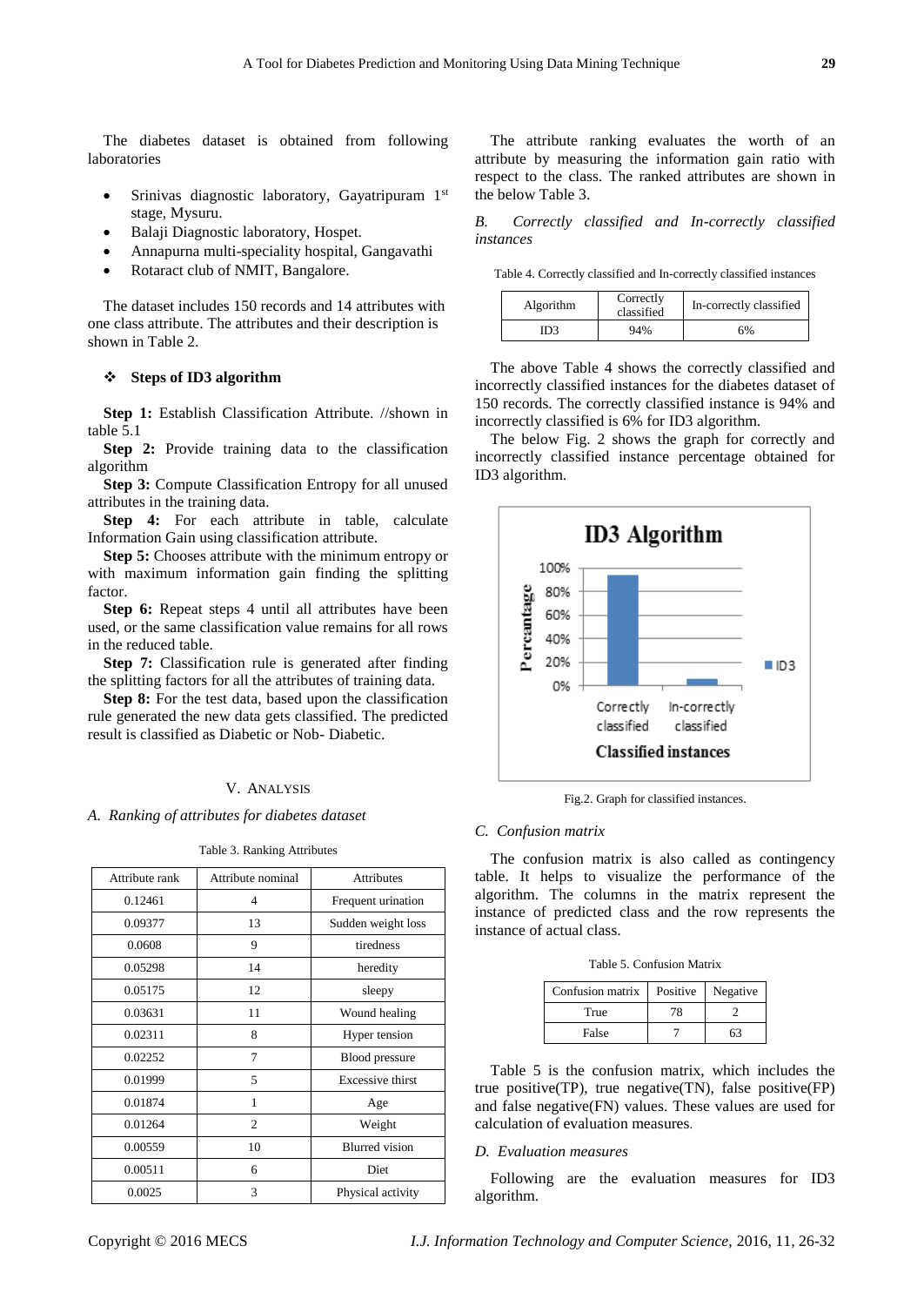The diabetes dataset is obtained from following laboratories

- Srinivas diagnostic laboratory, Gayatripuram 1st stage, Mysuru.
- Balaji Diagnostic laboratory, Hospet.
- Annapurna multi-speciality hospital, Gangavathi
- Rotaract club of NMIT, Bangalore.

The dataset includes 150 records and 14 attributes with one class attribute. The attributes and their description is shown in Table 2.

❖ **Steps of ID3 algorithm**

**Step 1:** Establish Classification Attribute. //shown in table 5.1

**Step 2:** Provide training data to the classification algorithm

**Step 3:** Compute Classification Entropy for all unused attributes in the training data.

**Step 4:** For each attribute in table, calculate Information Gain using classification attribute.

**Step 5:** Chooses attribute with the minimum entropy or with maximum information gain finding the splitting factor.

**Step 6:** Repeat steps 4 until all attributes have been used, or the same classification value remains for all rows in the reduced table.

**Step 7:** Classification rule is generated after finding the splitting factors for all the attributes of training data.

**Step 8:** For the test data, based upon the classification rule generated the new data gets classified. The predicted result is classified as Diabetic or Nob- Diabetic.

## V. Analysis

### *A. Ranking of attributes for diabetes dataset*

Table 3. Ranking Attributes

| Attribute rank | Attribute nominal | Attributes |
|---|---|---|
| 0.12461 | 4 | Frequent urination |
| 0.09377 | 13 | Sudden weight loss |
| 0.0608 | 9 | tiredness |
| 0.05298 | 14 | heredity |
| 0.05175 | 12 | sleepy |
| 0.03631 | 11 | Wound healing |
| 0.02311 | 8 | Hyper tension |
| 0.02252 | 7 | Blood pressure |
| 0.01999 | 5 | Excessive thirst |
| 0.01874 | 1 | Age |
| 0.01264 | 2 | Weight |
| 0.00559 | 10 | Blurred vision |
| 0.00511 | 6 | Diet |
| 0.0025 | 3 | Physical activity |

The attribute ranking evaluates the worth of an attribute by measuring the information gain ratio with respect to the class. The ranked attributes are shown in the below Table 3.

### *B. Correctly classified and In-correctly classified instances*

Table 4. Correctly classified and In-correctly classified instances

| Algorithm | Correctly classified | In-correctly classified |
|---|---|---|
| ID3 | 94% | 6% |

The above Table 4 shows the correctly classified and incorrectly classified instances for the diabetes dataset of 150 records. The correctly classified instance is 94% and incorrectly classified is 6% for ID3 algorithm.

The below Fig. 2 shows the graph for correctly and incorrectly classified instance percentage obtained for ID3 algorithm.

Fig.2. Graph for classified instances.

### *C. Confusion matrix*

The confusion matrix is also called as contingency table. It helps to visualize the performance of the algorithm. The columns in the matrix represent the instance of predicted class and the row represents the instance of actual class.

Table 5. Confusion Matrix

| Confusion matrix | Positive | Negative |
|---|---|---|
| True | 78 | 2 |
| False | 7 | 63 |

Table 5 is the confusion matrix, which includes the true positive(TP), true negative(TN), false positive(FP) and false negative(FN) values. These values are used for calculation of evaluation measures.

### *D. Evaluation measures*

Following are the evaluation measures for ID3 algorithm.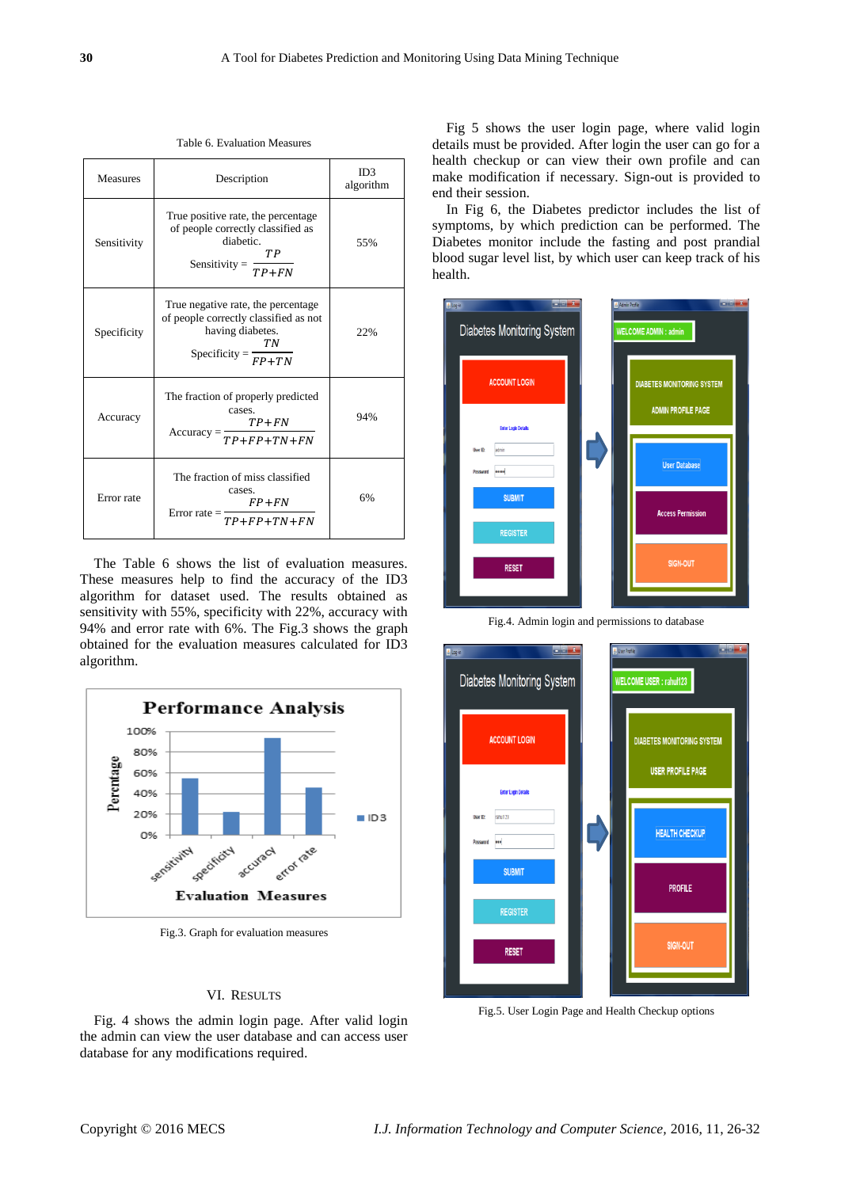Table 6. Evaluation Measures

| Measures | Description | ID3 algorithm |
|---|---|---|
| Sensitivity | True positive rate, the percentage of people correctly classified as diabetic. Sensitivity = $\frac{TP}{TP+FN}$ | 55% |
| Specificity | True negative rate, the percentage of people correctly classified as not having diabetes. Specificity = $\frac{TN}{FP+TN}$ | 22% |
| Accuracy | The fraction of properly predicted cases. Accuracy = $\frac{TP+FN}{TP+FP+TN+FN}$ | 94% |
| Error rate | The fraction of miss classified cases. Error rate = $\frac{FP+FN}{TP+FP+TN+FN}$ | 6% |

The Table 6 shows the list of evaluation measures. These measures help to find the accuracy of the ID3 algorithm for dataset used. The results obtained as sensitivity with 55%, specificity with 22%, accuracy with 94% and error rate with 6%. The Fig.3 shows the graph obtained for the evaluation measures calculated for ID3 algorithm.

Fig.3. Graph for evaluation measures

## VI. Results

Fig. 4 shows the admin login page. After valid login the admin can view the user database and can access user database for any modifications required.

Fig 5 shows the user login page, where valid login details must be provided. After login the user can go for a health checkup or can view their own profile and can make modification if necessary. Sign-out is provided to end their session.

In Fig 6, the Diabetes predictor includes the list of symptoms, by which prediction can be performed. The Diabetes monitor include the fasting and post prandial blood sugar level list, by which user can keep track of his health.

Fig.4. Admin login and permissions to database

Fig.5. User Login Page and Health Checkup options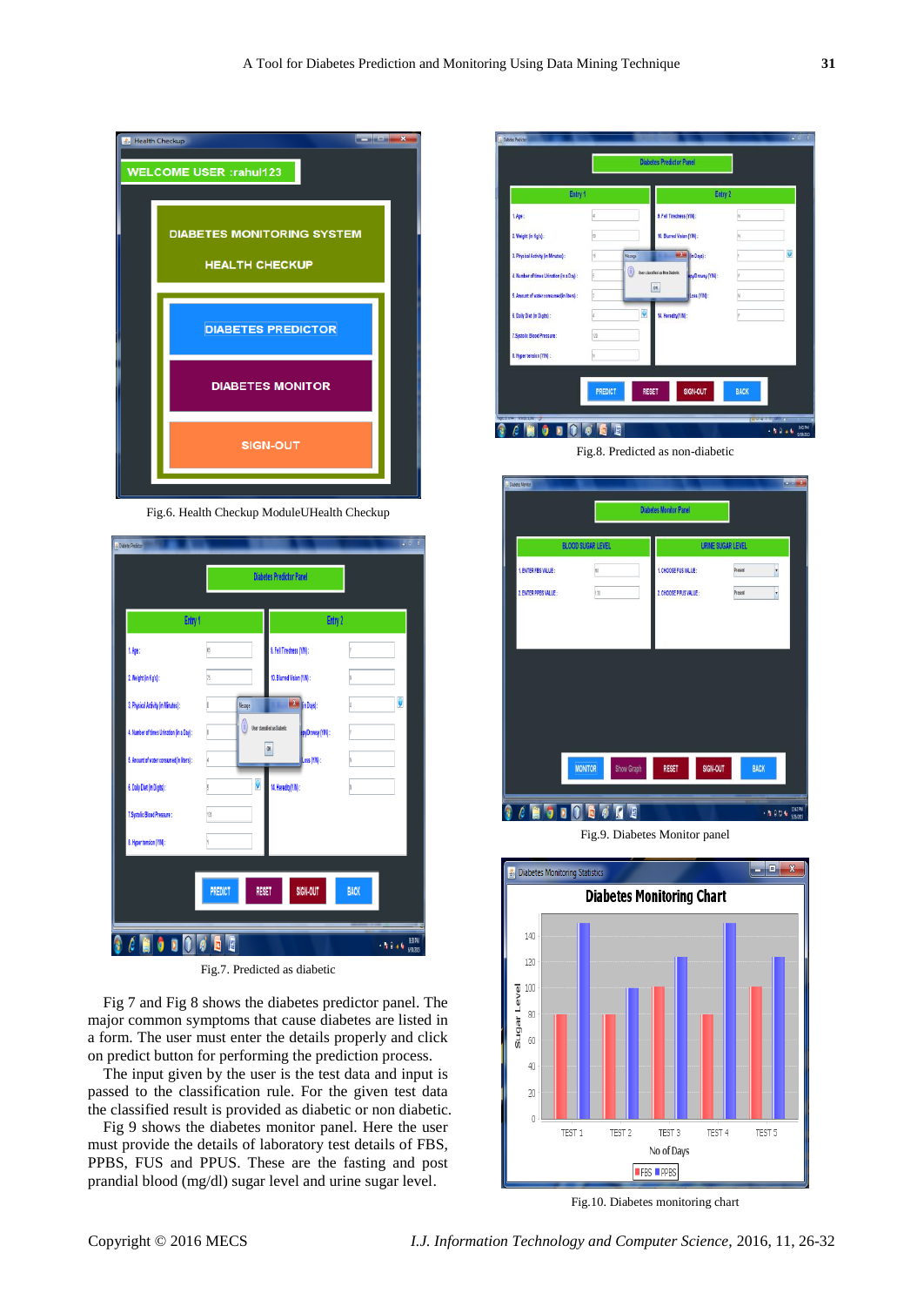Fig.6. Health Checkup ModuleUHealth Checkup

Fig.7. Predicted as diabetic

Fig 7 and Fig 8 shows the diabetes predictor panel. The major common symptoms that cause diabetes are listed in a form. The user must enter the details properly and click on predict button for performing the prediction process.

The input given by the user is the test data and input is passed to the classification rule. For the given test data the classified result is provided as diabetic or non diabetic.

Fig 9 shows the diabetes monitor panel. Here the user must provide the details of laboratory test details of FBS, PPBS, FUS and PPUS. These are the fasting and post prandial blood (mg/dl) sugar level and urine sugar level.

Fig.8. Predicted as non-diabetic

Fig.9. Diabetes Monitor panel

Fig.10. Diabetes monitoring chart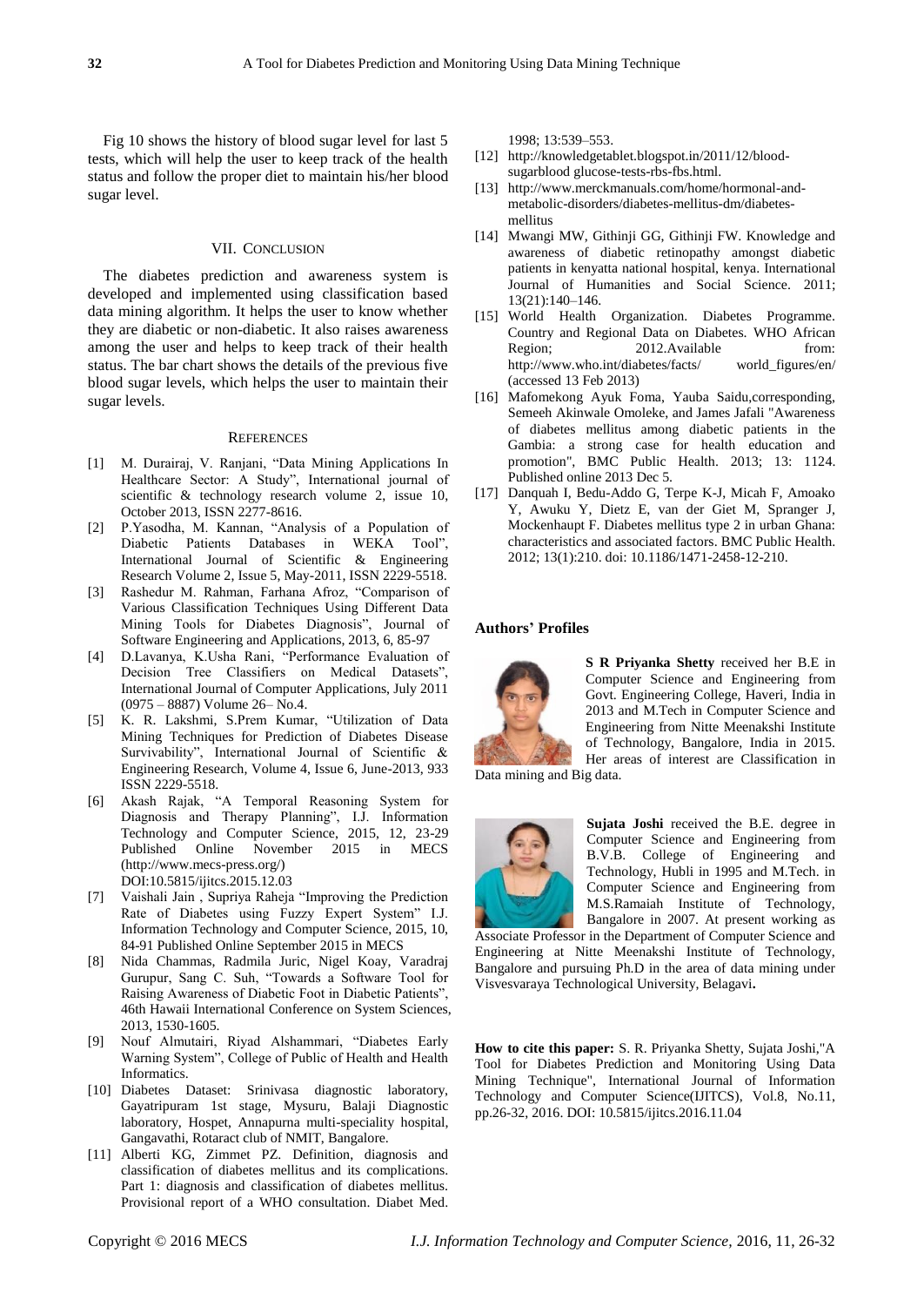Fig 10 shows the history of blood sugar level for last 5 tests, which will help the user to keep track of the health status and follow the proper diet to maintain his/her blood sugar level.

## VII. Conclusion

The diabetes prediction and awareness system is developed and implemented using classification based data mining algorithm. It helps the user to know whether they are diabetic or non-diabetic. It also raises awareness among the user and helps to keep track of their health status. The bar chart shows the details of the previous five blood sugar levels, which helps the user to maintain their sugar levels.

## References

[1] M. Durairaj, V. Ranjani, "Data Mining Applications In Healthcare Sector: A Study", International journal of scientific & technology research volume 2, issue 10, October 2013, ISSN 2277-8616.

[2] P.Yasodha, M. Kannan, "Analysis of a Population of Diabetic Patients Databases in WEKA Tool", International Journal of Scientific & Engineering Research Volume 2, Issue 5, May-2011, ISSN 2229-5518.

[3] Rashedur M. Rahman, Farhana Afroz, "Comparison of Various Classification Techniques Using Different Data Mining Tools for Diabetes Diagnosis", Journal of Software Engineering and Applications, 2013, 6, 85-97

[4] D.Lavanya, K.Usha Rani, "Performance Evaluation of Decision Tree Classifiers on Medical Datasets", International Journal of Computer Applications, July 2011 (0975 – 8887) Volume 26– No.4.

[5] K. R. Lakshmi, S.Prem Kumar, "Utilization of Data Mining Techniques for Prediction of Diabetes Disease Survivability", International Journal of Scientific & Engineering Research, Volume 4, Issue 6, June-2013, 933 ISSN 2229-5518.

[6] Akash Rajak, "A Temporal Reasoning System for Diagnosis and Therapy Planning", I.J. Information Technology and Computer Science, 2015, 12, 23-29 Published Online November 2015 in MECS (http://www.mecs-press.org/) DOI:10.5815/ijitcs.2015.12.03

[7] Vaishali Jain , Supriya Raheja "Improving the Prediction Rate of Diabetes using Fuzzy Expert System" I.J. Information Technology and Computer Science, 2015, 10, 84-91 Published Online September 2015 in MECS

[8] Nida Chammas, Radmila Juric, Nigel Koay, Varadraj Gurupur, Sang C. Suh, "Towards a Software Tool for Raising Awareness of Diabetic Foot in Diabetic Patients", 46th Hawaii International Conference on System Sciences, 2013, 1530-1605.

[9] Nouf Almutairi, Riyad Alshammari, "Diabetes Early Warning System", College of Public of Health and Health Informatics.

[10] Diabetes Dataset: Srinivasa diagnostic laboratory, Gayatripuram 1st stage, Mysuru, Balaji Diagnostic laboratory, Hospet, Annapurna multi-speciality hospital, Gangavathi, Rotaract club of NMIT, Bangalore.

[11] Alberti KG, Zimmet PZ. Definition, diagnosis and classification of diabetes mellitus and its complications. Part 1: diagnosis and classification of diabetes mellitus. Provisional report of a WHO consultation. Diabet Med. 1998; 13:539–553.

[12] http://knowledgetablet.blogspot.in/2011/12/blood-sugarblood glucose-tests-rbs-fbs.html.

[13] http://www.merckmanuals.com/home/hormonal-and-metabolic-disorders/diabetes-mellitus-dm/diabetes-mellitus

[14] Mwangi MW, Githinji GG, Githinji FW. Knowledge and awareness of diabetic retinopathy amongst diabetic patients in kenyatta national hospital, kenya. International Journal of Humanities and Social Science. 2011; 13(21):140–146.

[15] World Health Organization. Diabetes Programme. Country and Regional Data on Diabetes. WHO African Region; 2012.Available from: http://www.who.int/diabetes/facts/ world_figures/en/ (accessed 13 Feb 2013)

[16] Mafomekong Ayuk Foma, Yauba Saidu,corresponding, Semeeh Akinwale Omoleke, and James Jafali "Awareness of diabetes mellitus among diabetic patients in the Gambia: a strong case for health education and promotion", BMC Public Health. 2013; 13: 1124. Published online 2013 Dec 5.

[17] Danquah I, Bedu-Addo G, Terpe K-J, Micah F, Amoako Y, Awuku Y, Dietz E, van der Giet M, Spranger J, Mockenhaupt F. Diabetes mellitus type 2 in urban Ghana: characteristics and associated factors. BMC Public Health. 2012; 13(1):210. doi: 10.1186/1471-2458-12-210.

### Authors' Profiles

**S R Priyanka Shetty** received her B.E in Computer Science and Engineering from Govt. Engineering College, Haveri, India in 2013 and M.Tech in Computer Science and Engineering from Nitte Meenakshi Institute of Technology, Bangalore, India in 2015. Her areas of interest are Classification in Data mining and Big data.

**Sujata Joshi** received the B.E. degree in Computer Science and Engineering from B.V.B. College of Engineering and Technology, Hubli in 1995 and M.Tech. in Computer Science and Engineering from M.S.Ramaiah Institute of Technology, Bangalore in 2007. At present working as Associate Professor in the Department of Computer Science and Engineering at Nitte Meenakshi Institute of Technology, Bangalore and pursuing Ph.D in the area of data mining under Visvesvaraya Technological University, Belagavi**.**

**How to cite this paper:** S. R. Priyanka Shetty, Sujata Joshi,"A Tool for Diabetes Prediction and Monitoring Using Data Mining Technique", International Journal of Information Technology and Computer Science(IJITCS), Vol.8, No.11, pp.26-32, 2016. DOI: 10.5815/ijitcs.2016.11.04